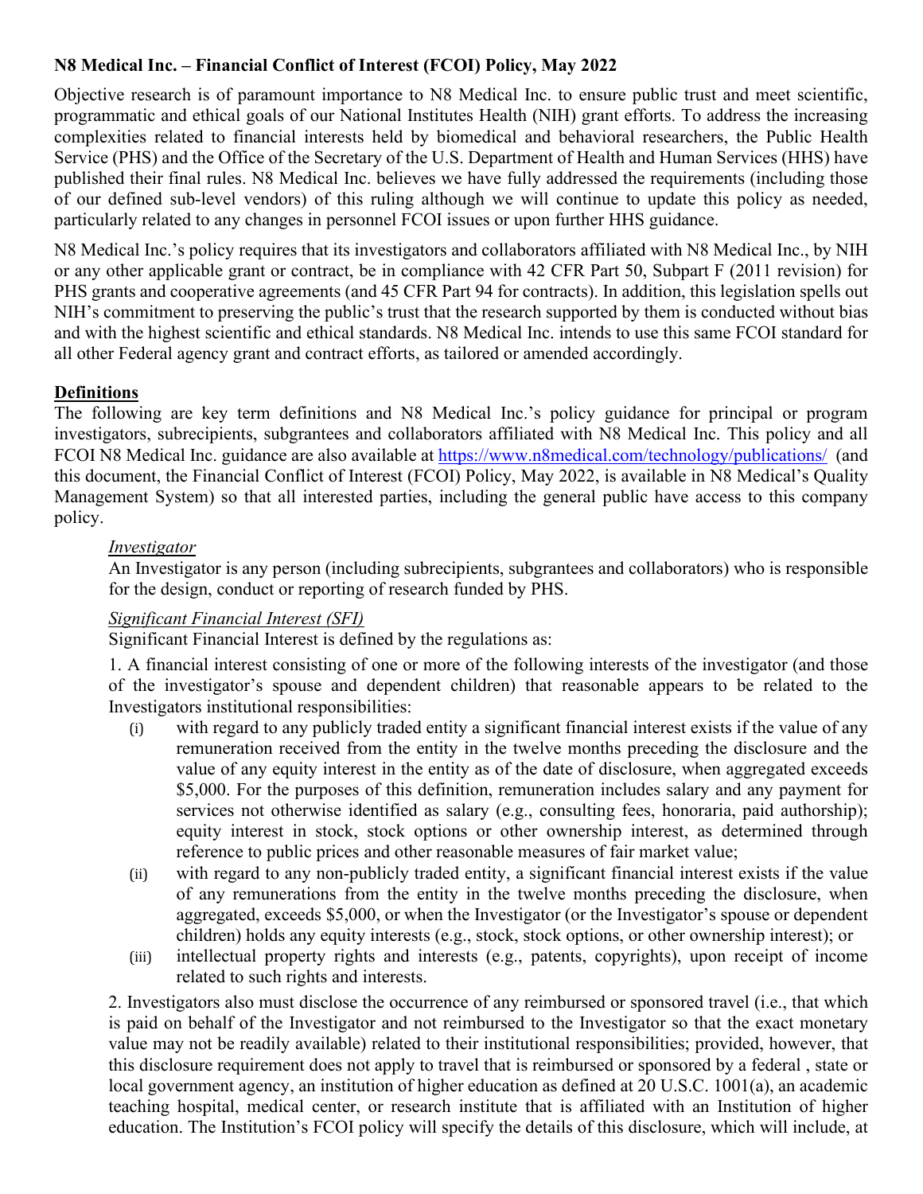**N8 Medical Inc. – Financial Conflict of Interest (FCOI) Policy, May 2022**

Objective research is of paramount importance to N8 Medical Inc. to ensure public trust and meet scientific, programmatic and ethical goals of our National Institutes Health (NIH) grant efforts. To address the increasing complexities related to financial interests held by biomedical and behavioral researchers, the Public Health Service (PHS) and the Office of the Secretary of the U.S. Department of Health and Human Services (HHS) have published their final rules. N8 Medical Inc. believes we have fully addressed the requirements (including those of our defined sub-level vendors) of this ruling although we will continue to update this policy as needed, particularly related to any changes in personnel FCOI issues or upon further HHS guidance.

N8 Medical Inc.'s policy requires that its investigators and collaborators affiliated with N8 Medical Inc., by NIH or any other applicable grant or contract, be in compliance with 42 CFR Part 50, Subpart F (2011 revision) for PHS grants and cooperative agreements (and 45 CFR Part 94 for contracts). In addition, this legislation spells out NIH's commitment to preserving the public's trust that the research supported by them is conducted without bias and with the highest scientific and ethical standards. N8 Medical Inc. intends to use this same FCOI standard for all other Federal agency grant and contract efforts, as tailored or amended accordingly.

## Definitions

The following are key term definitions and N8 Medical Inc.'s policy guidance for principal or program investigators, subrecipients, subgrantees and collaborators affiliated with N8 Medical Inc. This policy and all FCOI N8 Medical Inc. guidance are also available at https://www.n8medical.com/technology/publications/ (and this document, the Financial Conflict of Interest (FCOI) Policy, May 2022, is available in N8 Medical's Quality Management System) so that all interested parties, including the general public have access to this company policy.

*Investigator*

An Investigator is any person (including subrecipients, subgrantees and collaborators) who is responsible for the design, conduct or reporting of research funded by PHS.

*Significant Financial Interest (SFI)*

Significant Financial Interest is defined by the regulations as:

1. A financial interest consisting of one or more of the following interests of the investigator (and those of the investigator's spouse and dependent children) that reasonable appears to be related to the Investigators institutional responsibilities:

(i) with regard to any publicly traded entity a significant financial interest exists if the value of any remuneration received from the entity in the twelve months preceding the disclosure and the value of any equity interest in the entity as of the date of disclosure, when aggregated exceeds \$5,000. For the purposes of this definition, remuneration includes salary and any payment for services not otherwise identified as salary (e.g., consulting fees, honoraria, paid authorship); equity interest in stock, stock options or other ownership interest, as determined through reference to public prices and other reasonable measures of fair market value;

(ii) with regard to any non-publicly traded entity, a significant financial interest exists if the value of any remunerations from the entity in the twelve months preceding the disclosure, when aggregated, exceeds \$5,000, or when the Investigator (or the Investigator's spouse or dependent children) holds any equity interests (e.g., stock, stock options, or other ownership interest); or

(iii) intellectual property rights and interests (e.g., patents, copyrights), upon receipt of income related to such rights and interests.

2. Investigators also must disclose the occurrence of any reimbursed or sponsored travel (i.e., that which is paid on behalf of the Investigator and not reimbursed to the Investigator so that the exact monetary value may not be readily available) related to their institutional responsibilities; provided, however, that this disclosure requirement does not apply to travel that is reimbursed or sponsored by a federal , state or local government agency, an institution of higher education as defined at 20 U.S.C. 1001(a), an academic teaching hospital, medical center, or research institute that is affiliated with an Institution of higher education. The Institution's FCOI policy will specify the details of this disclosure, which will include, at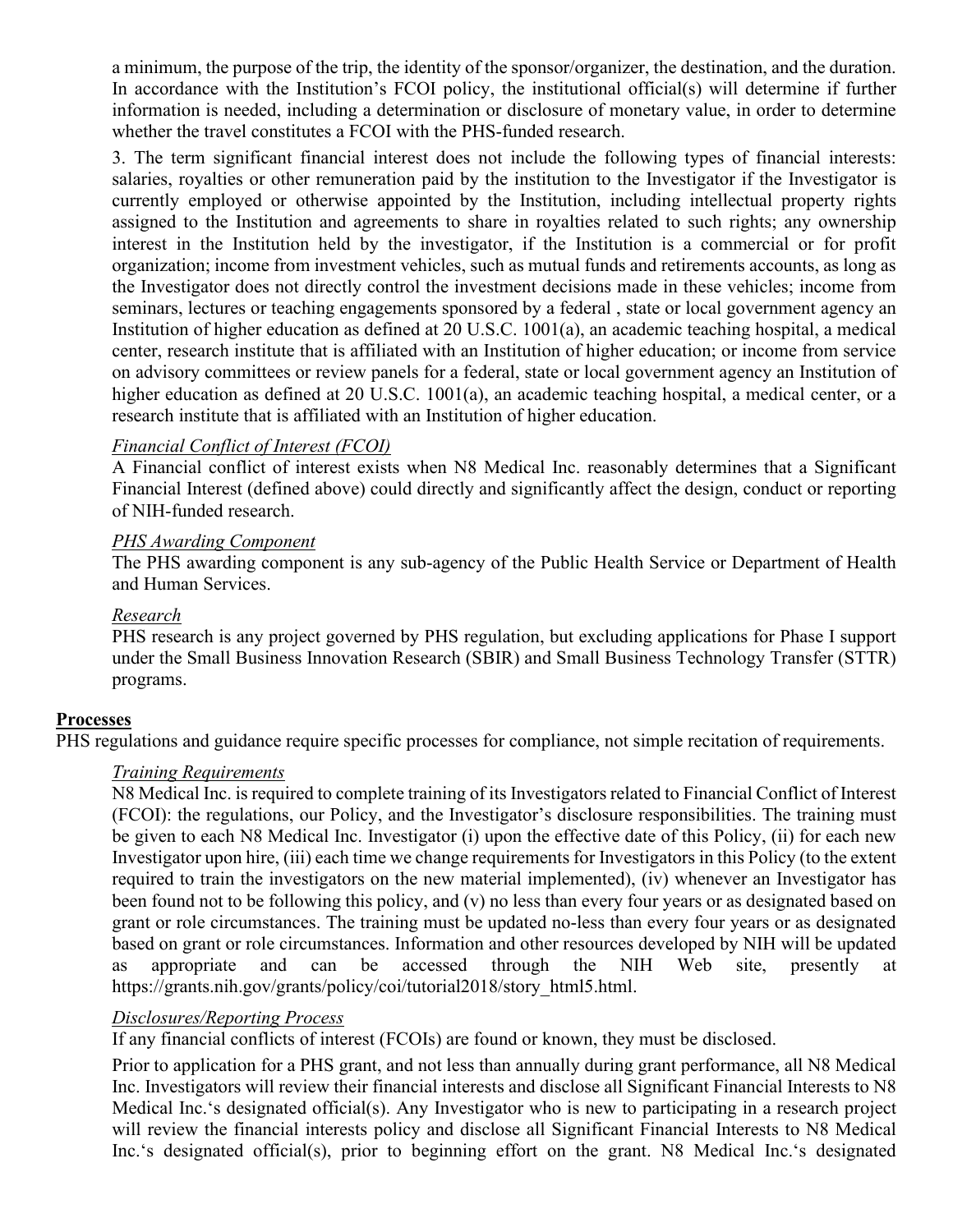a minimum, the purpose of the trip, the identity of the sponsor/organizer, the destination, and the duration. In accordance with the Institution's FCOI policy, the institutional official(s) will determine if further information is needed, including a determination or disclosure of monetary value, in order to determine whether the travel constitutes a FCOI with the PHS-funded research.

3. The term significant financial interest does not include the following types of financial interests: salaries, royalties or other remuneration paid by the institution to the Investigator if the Investigator is currently employed or otherwise appointed by the Institution, including intellectual property rights assigned to the Institution and agreements to share in royalties related to such rights; any ownership interest in the Institution held by the investigator, if the Institution is a commercial or for profit organization; income from investment vehicles, such as mutual funds and retirements accounts, as long as the Investigator does not directly control the investment decisions made in these vehicles; income from seminars, lectures or teaching engagements sponsored by a federal , state or local government agency an Institution of higher education as defined at 20 U.S.C. 1001(a), an academic teaching hospital, a medical center, research institute that is affiliated with an Institution of higher education; or income from service on advisory committees or review panels for a federal, state or local government agency an Institution of higher education as defined at 20 U.S.C. 1001(a), an academic teaching hospital, a medical center, or a research institute that is affiliated with an Institution of higher education.

*Financial Conflict of Interest (FCOI)*

A Financial conflict of interest exists when N8 Medical Inc. reasonably determines that a Significant Financial Interest (defined above) could directly and significantly affect the design, conduct or reporting of NIH-funded research.

*PHS Awarding Component*

The PHS awarding component is any sub-agency of the Public Health Service or Department of Health and Human Services.

*Research*

PHS research is any project governed by PHS regulation, but excluding applications for Phase I support under the Small Business Innovation Research (SBIR) and Small Business Technology Transfer (STTR) programs.

**Processes**

PHS regulations and guidance require specific processes for compliance, not simple recitation of requirements.

*Training Requirements*

N8 Medical Inc. is required to complete training of its Investigators related to Financial Conflict of Interest (FCOI): the regulations, our Policy, and the Investigator's disclosure responsibilities. The training must be given to each N8 Medical Inc. Investigator (i) upon the effective date of this Policy, (ii) for each new Investigator upon hire, (iii) each time we change requirements for Investigators in this Policy (to the extent required to train the investigators on the new material implemented), (iv) whenever an Investigator has been found not to be following this policy, and (v) no less than every four years or as designated based on grant or role circumstances. The training must be updated no-less than every four years or as designated based on grant or role circumstances. Information and other resources developed by NIH will be updated as appropriate and can be accessed through the NIH Web site, presently at https://grants.nih.gov/grants/policy/coi/tutorial2018/story_html5.html.

*Disclosures/Reporting Process*

If any financial conflicts of interest (FCOIs) are found or known, they must be disclosed.

Prior to application for a PHS grant, and not less than annually during grant performance, all N8 Medical Inc. Investigators will review their financial interests and disclose all Significant Financial Interests to N8 Medical Inc.'s designated official(s). Any Investigator who is new to participating in a research project will review the financial interests policy and disclose all Significant Financial Interests to N8 Medical Inc.'s designated official(s), prior to beginning effort on the grant. N8 Medical Inc.'s designated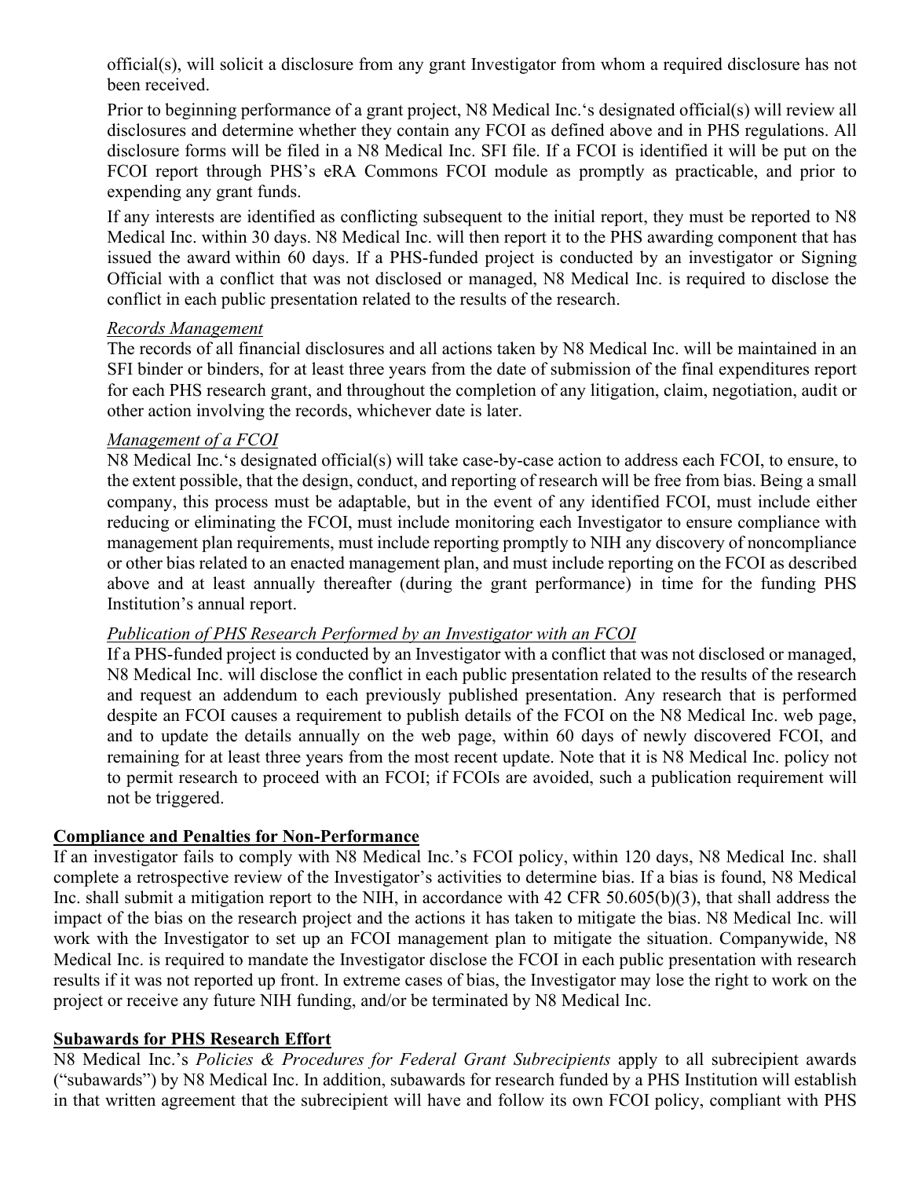official(s), will solicit a disclosure from any grant Investigator from whom a required disclosure has not been received.

Prior to beginning performance of a grant project, N8 Medical Inc.'s designated official(s) will review all disclosures and determine whether they contain any FCOI as defined above and in PHS regulations. All disclosure forms will be filed in a N8 Medical Inc. SFI file. If a FCOI is identified it will be put on the FCOI report through PHS's eRA Commons FCOI module as promptly as practicable, and prior to expending any grant funds.

If any interests are identified as conflicting subsequent to the initial report, they must be reported to N8 Medical Inc. within 30 days. N8 Medical Inc. will then report it to the PHS awarding component that has issued the award within 60 days. If a PHS-funded project is conducted by an investigator or Signing Official with a conflict that was not disclosed or managed, N8 Medical Inc. is required to disclose the conflict in each public presentation related to the results of the research.

*Records Management*

The records of all financial disclosures and all actions taken by N8 Medical Inc. will be maintained in an SFI binder or binders, for at least three years from the date of submission of the final expenditures report for each PHS research grant, and throughout the completion of any litigation, claim, negotiation, audit or other action involving the records, whichever date is later.

*Management of a FCOI*

N8 Medical Inc.'s designated official(s) will take case-by-case action to address each FCOI, to ensure, to the extent possible, that the design, conduct, and reporting of research will be free from bias. Being a small company, this process must be adaptable, but in the event of any identified FCOI, must include either reducing or eliminating the FCOI, must include monitoring each Investigator to ensure compliance with management plan requirements, must include reporting promptly to NIH any discovery of noncompliance or other bias related to an enacted management plan, and must include reporting on the FCOI as described above and at least annually thereafter (during the grant performance) in time for the funding PHS Institution's annual report.

*Publication of PHS Research Performed by an Investigator with an FCOI*

If a PHS-funded project is conducted by an Investigator with a conflict that was not disclosed or managed, N8 Medical Inc. will disclose the conflict in each public presentation related to the results of the research and request an addendum to each previously published presentation. Any research that is performed despite an FCOI causes a requirement to publish details of the FCOI on the N8 Medical Inc. web page, and to update the details annually on the web page, within 60 days of newly discovered FCOI, and remaining for at least three years from the most recent update. Note that it is N8 Medical Inc. policy not to permit research to proceed with an FCOI; if FCOIs are avoided, such a publication requirement will not be triggered.

## Compliance and Penalties for Non-Performance

If an investigator fails to comply with N8 Medical Inc.'s FCOI policy, within 120 days, N8 Medical Inc. shall complete a retrospective review of the Investigator's activities to determine bias. If a bias is found, N8 Medical Inc. shall submit a mitigation report to the NIH, in accordance with 42 CFR 50.605(b)(3), that shall address the impact of the bias on the research project and the actions it has taken to mitigate the bias. N8 Medical Inc. will work with the Investigator to set up an FCOI management plan to mitigate the situation. Companywide, N8 Medical Inc. is required to mandate the Investigator disclose the FCOI in each public presentation with research results if it was not reported up front. In extreme cases of bias, the Investigator may lose the right to work on the project or receive any future NIH funding, and/or be terminated by N8 Medical Inc.

## Subawards for PHS Research Effort

N8 Medical Inc.'s *Policies & Procedures for Federal Grant Subrecipients* apply to all subrecipient awards ("subawards") by N8 Medical Inc. In addition, subawards for research funded by a PHS Institution will establish in that written agreement that the subrecipient will have and follow its own FCOI policy, compliant with PHS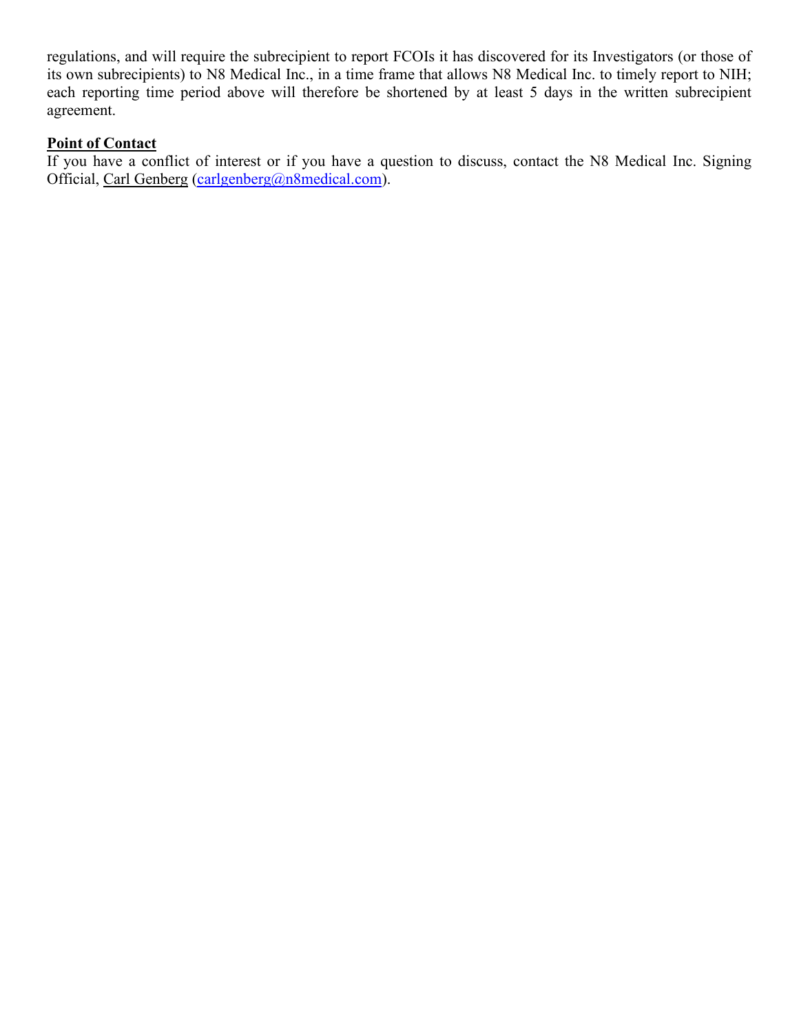regulations, and will require the subrecipient to report FCOIs it has discovered for its Investigators (or those of its own subrecipients) to N8 Medical Inc., in a time frame that allows N8 Medical Inc. to timely report to NIH; each reporting time period above will therefore be shortened by at least 5 days in the written subrecipient agreement.

**Point of Contact**

If you have a conflict of interest or if you have a question to discuss, contact the N8 Medical Inc. Signing Official, Carl Genberg (carlgenberg@n8medical.com).